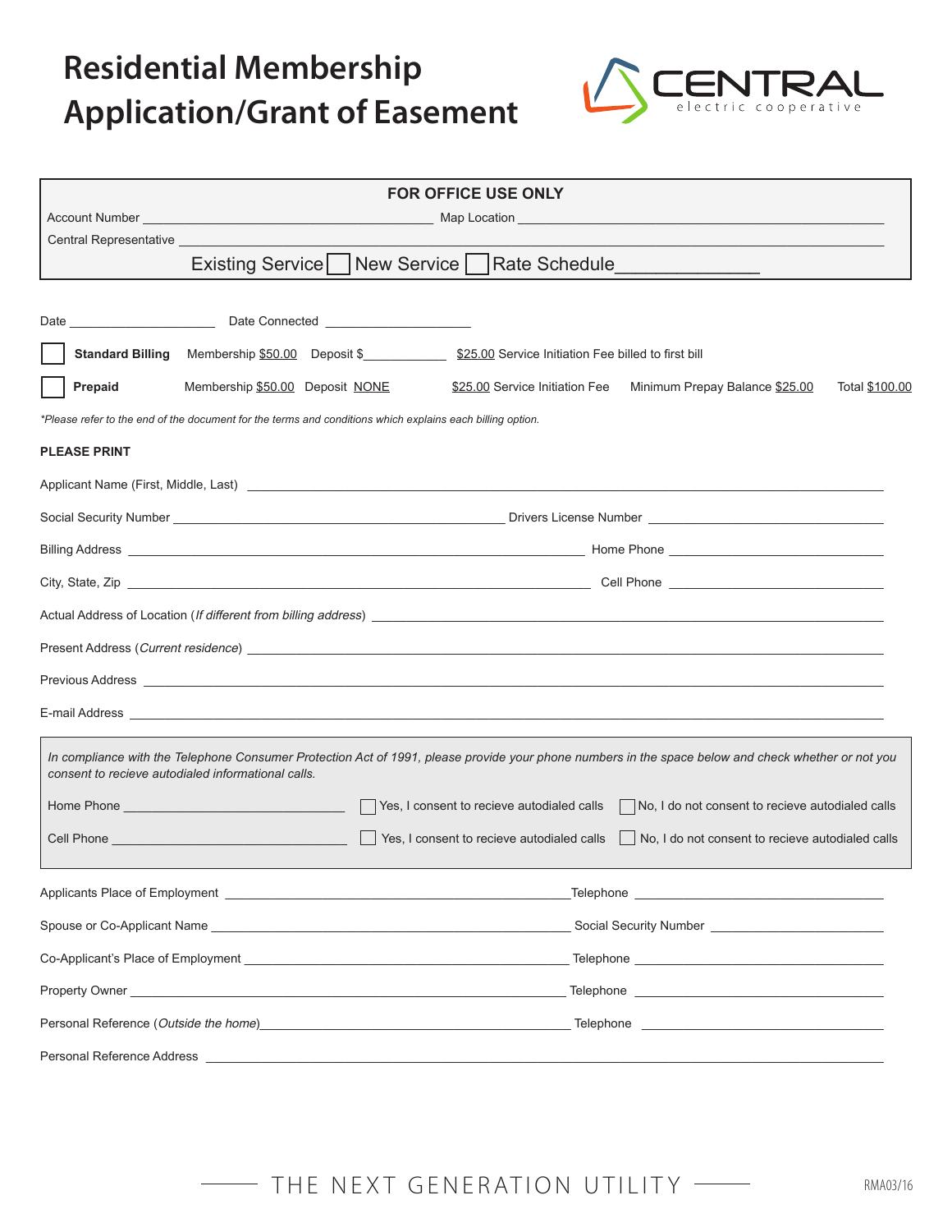# Residential Membership Application/Grant of Easement

CENTRAL electric cooperative

**FOR OFFICE USE ONLY**

Account Number ______________________ Map Location ______________________

Central Representative ______________________

Existing Service ☐ New Service ☐ Rate Schedule______________

Date ____________________ Date Connected ____________________

☐ **Standard Billing** Membership $50.00 Deposit $__________ $25.00 Service Initiation Fee billed to first bill

☐ **Prepaid** Membership $50.00 Deposit NONE $25.00 Service Initiation Fee Minimum Prepay Balance $25.00 Total $100.00

*\*Please refer to the end of the document for the terms and conditions which explains each billing option.*

**PLEASE PRINT**

Applicant Name (First, Middle, Last) ______________________

Social Security Number ______________________ Drivers License Number ______________________

Billing Address ______________________ Home Phone ______________________

City, State, Zip ______________________ Cell Phone ______________________

Actual Address of Location (*If different from billing address*) ______________________

Present Address (*Current residence*) ______________________

Previous Address ______________________

E-mail Address ______________________

*In compliance with the Telephone Consumer Protection Act of 1991, please provide your phone numbers in the space below and check whether or not you consent to recieve autodialed informational calls.*

Home Phone ______________________ ☐ Yes, I consent to recieve autodialed calls ☐ No, I do not consent to recieve autodialed calls

Cell Phone ______________________ ☐ Yes, I consent to recieve autodialed calls ☐ No, I do not consent to recieve autodialed calls

Applicants Place of Employment ______________________ Telephone ______________________

Spouse or Co-Applicant Name ______________________ Social Security Number ______________________

Co-Applicant's Place of Employment ______________________ Telephone ______________________

Property Owner ______________________ Telephone ______________________

Personal Reference (*Outside the home*) ______________________ Telephone ______________________

Personal Reference Address ______________________

THE NEXT GENERATION UTILITY

RMA03/16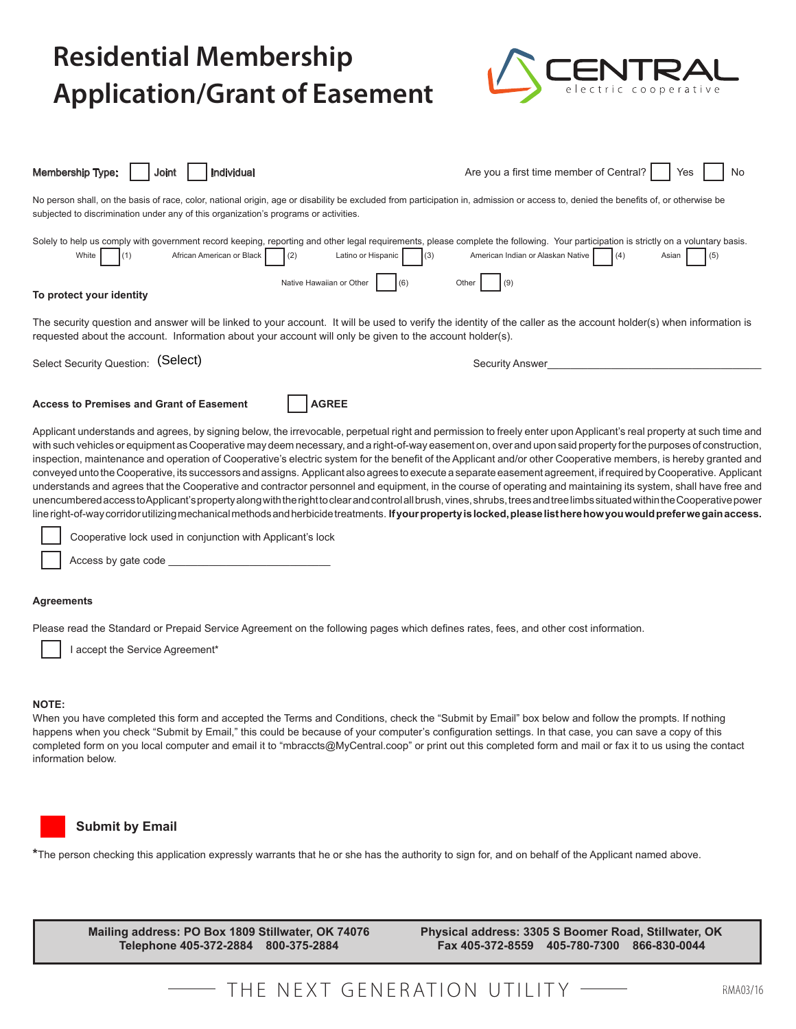# Residential Membership Application/Grant of Easement

CENTRAL electric cooperative

Membership Type: ☐ Joint ☐ Individual

Are you a first time member of Central? ☐ Yes ☐ No

No person shall, on the basis of race, color, national origin, age or disability be excluded from participation in, admission or access to, denied the benefits of, or otherwise be subjected to discrimination under any of this organization's programs or activities.

Solely to help us comply with government record keeping, reporting and other legal requirements, please complete the following. Your participation is strictly on a voluntary basis.

White ☐ (1) African American or Black ☐ (2) Latino or Hispanic ☐ (3) American Indian or Alaskan Native ☐ (4) Asian ☐ (5)

Native Hawaiian or Other ☐ (6) Other ☐ (9)

**To protect your identity**

The security question and answer will be linked to your account. It will be used to verify the identity of the caller as the account holder(s) when information is requested about the account. Information about your account will only be given to the account holder(s).

Select Security Question: (Select)

Security Answer\_\_\_\_\_\_\_\_\_\_\_\_\_\_\_\_\_\_\_\_\_\_\_\_\_\_\_\_\_\_\_\_\_\_\_\_\_\_\_

**Access to Premises and Grant of Easement** ☐ **AGREE**

Applicant understands and agrees, by signing below, the irrevocable, perpetual right and permission to freely enter upon Applicant's real property at such time and with such vehicles or equipment as Cooperative may deem necessary, and a right-of-way easement on, over and upon said property for the purposes of construction, inspection, maintenance and operation of Cooperative's electric system for the benefit of the Applicant and/or other Cooperative members, is hereby granted and conveyed unto the Cooperative, its successors and assigns. Applicant also agrees to execute a separate easement agreement, if required by Cooperative. Applicant understands and agrees that the Cooperative and contractor personnel and equipment, in the course of operating and maintaining its system, shall have free and unencumbered access to Applicant's property along with the right to clear and control all brush, vines, shrubs, trees and tree limbs situated within the Cooperative power line right-of-way corridor utilizing mechanical methods and herbicide treatments. **If your property is locked, please list here how you would prefer we gain access.**

☐ Cooperative lock used in conjunction with Applicant's lock

☐ Access by gate code \_\_\_\_\_\_\_\_\_\_\_\_\_\_\_\_\_\_\_\_\_\_\_\_\_\_\_\_

**Agreements**

Please read the Standard or Prepaid Service Agreement on the following pages which defines rates, fees, and other cost information.

☐ I accept the Service Agreement*

**NOTE:**

When you have completed this form and accepted the Terms and Conditions, check the "Submit by Email" box below and follow the prompts. If nothing happens when you check "Submit by Email," this could be because of your computer's configuration settings. In that case, you can save a copy of this completed form on you local computer and email it to "mbraccts@MyCentral.coop" or print out this completed form and mail or fax it to us using the contact information below.

**Submit by Email**

*The person checking this application expressly warrants that he or she has the authority to sign for, and on behalf of the Applicant named above.

**Mailing address: PO Box 1809 Stillwater, OK 74076**
**Telephone 405-372-2884 800-375-2884**

**Physical address: 3305 S Boomer Road, Stillwater, OK**
**Fax 405-372-8559 405-780-7300 866-830-0044**

THE NEXT GENERATION UTILITY

RMA03/16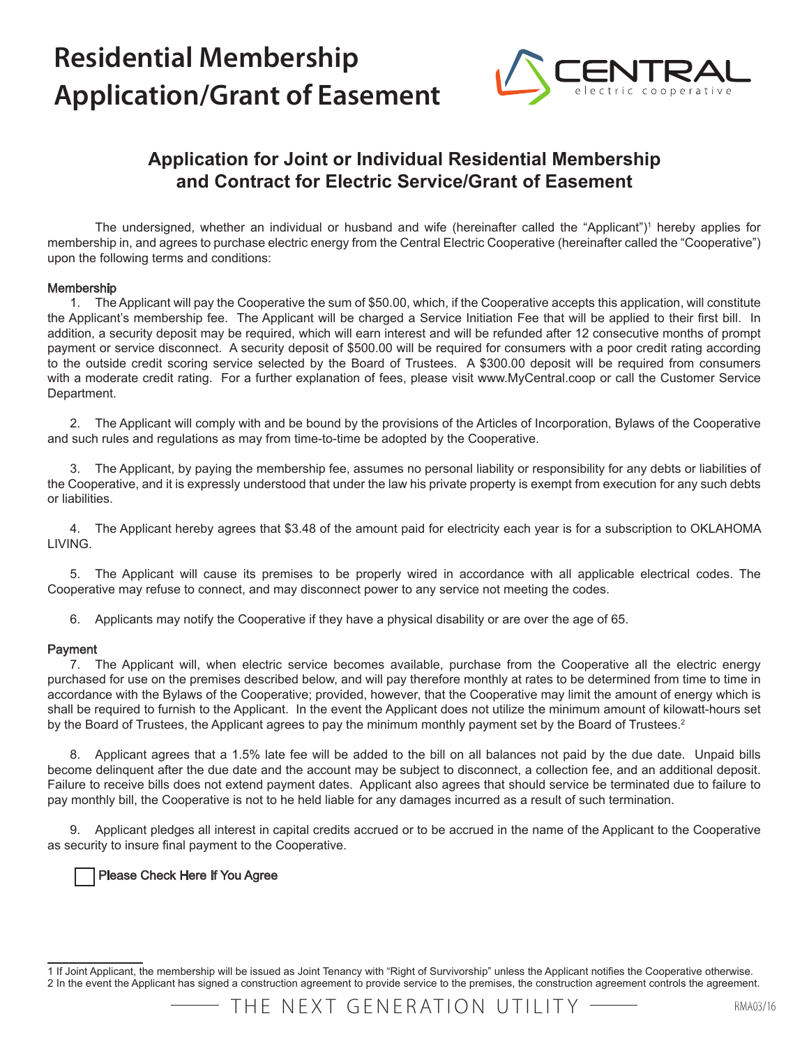# Residential Membership Application/Grant of Easement

CENTRAL electric cooperative

## Application for Joint or Individual Residential Membership and Contract for Electric Service/Grant of Easement

The undersigned, whether an individual or husband and wife (hereinafter called the "Applicant")[1] hereby applies for membership in, and agrees to purchase electric energy from the Central Electric Cooperative (hereinafter called the "Cooperative") upon the following terms and conditions:

### Membership

1. The Applicant will pay the Cooperative the sum of $50.00, which, if the Cooperative accepts this application, will constitute the Applicant's membership fee. The Applicant will be charged a Service Initiation Fee that will be applied to their first bill. In addition, a security deposit may be required, which will earn interest and will be refunded after 12 consecutive months of prompt payment or service disconnect. A security deposit of $500.00 will be required for consumers with a poor credit rating according to the outside credit scoring service selected by the Board of Trustees. A $300.00 deposit will be required from consumers with a moderate credit rating. For a further explanation of fees, please visit www.MyCentral.coop or call the Customer Service Department.

2. The Applicant will comply with and be bound by the provisions of the Articles of Incorporation, Bylaws of the Cooperative and such rules and regulations as may from time-to-time be adopted by the Cooperative.

3. The Applicant, by paying the membership fee, assumes no personal liability or responsibility for any debts or liabilities of the Cooperative, and it is expressly understood that under the law his private property is exempt from execution for any such debts or liabilities.

4. The Applicant hereby agrees that $3.48 of the amount paid for electricity each year is for a subscription to OKLAHOMA LIVING.

5. The Applicant will cause its premises to be properly wired in accordance with all applicable electrical codes. The Cooperative may refuse to connect, and may disconnect power to any service not meeting the codes.

6. Applicants may notify the Cooperative if they have a physical disability or are over the age of 65.

### Payment

7. The Applicant will, when electric service becomes available, purchase from the Cooperative all the electric energy purchased for use on the premises described below, and will pay therefore monthly at rates to be determined from time to time in accordance with the Bylaws of the Cooperative; provided, however, that the Cooperative may limit the amount of energy which is shall be required to furnish to the Applicant. In the event the Applicant does not utilize the minimum amount of kilowatt-hours set by the Board of Trustees, the Applicant agrees to pay the minimum monthly payment set by the Board of Trustees.[2]

8. Applicant agrees that a 1.5% late fee will be added to the bill on all balances not paid by the due date. Unpaid bills become delinquent after the due date and the account may be subject to disconnect, a collection fee, and an additional deposit. Failure to receive bills does not extend payment dates. Applicant also agrees that should service be terminated due to failure to pay monthly bill, the Cooperative is not to he held liable for any damages incurred as a result of such termination.

9. Applicant pledges all interest in capital credits accrued or to be accrued in the name of the Applicant to the Cooperative as security to insure final payment to the Cooperative.

☐ Please Check Here If You Agree

---

1 If Joint Applicant, the membership will be issued as Joint Tenancy with "Right of Survivorship" unless the Applicant notifies the Cooperative otherwise.
2 In the event the Applicant has signed a construction agreement to provide service to the premises, the construction agreement controls the agreement.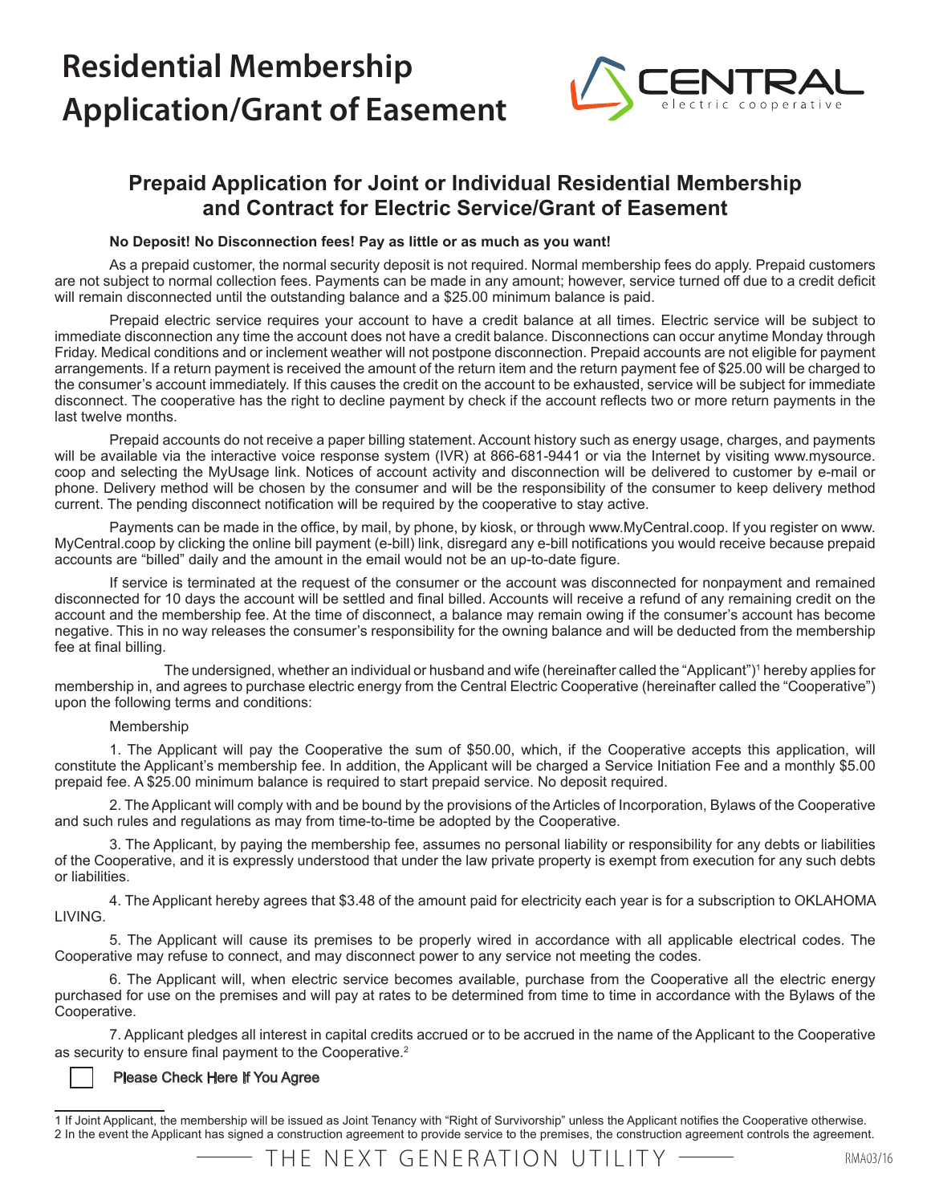# Residential Membership Application/Grant of Easement

CENTRAL electric cooperative

## Prepaid Application for Joint or Individual Residential Membership and Contract for Electric Service/Grant of Easement

**No Deposit! No Disconnection fees! Pay as little or as much as you want!**

As a prepaid customer, the normal security deposit is not required. Normal membership fees do apply. Prepaid customers are not subject to normal collection fees. Payments can be made in any amount; however, service turned off due to a credit deficit will remain disconnected until the outstanding balance and a $25.00 minimum balance is paid.

Prepaid electric service requires your account to have a credit balance at all times. Electric service will be subject to immediate disconnection any time the account does not have a credit balance. Disconnections can occur anytime Monday through Friday. Medical conditions and or inclement weather will not postpone disconnection. Prepaid accounts are not eligible for payment arrangements. If a return payment is received the amount of the return item and the return payment fee of $25.00 will be charged to the consumer's account immediately. If this causes the credit on the account to be exhausted, service will be subject for immediate disconnect. The cooperative has the right to decline payment by check if the account reflects two or more return payments in the last twelve months.

Prepaid accounts do not receive a paper billing statement. Account history such as energy usage, charges, and payments will be available via the interactive voice response system (IVR) at 866-681-9441 or via the Internet by visiting www.mysource.coop and selecting the MyUsage link. Notices of account activity and disconnection will be delivered to customer by e-mail or phone. Delivery method will be chosen by the consumer and will be the responsibility of the consumer to keep delivery method current. The pending disconnect notification will be required by the cooperative to stay active.

Payments can be made in the office, by mail, by phone, by kiosk, or through www.MyCentral.coop. If you register on www.MyCentral.coop by clicking the online bill payment (e-bill) link, disregard any e-bill notifications you would receive because prepaid accounts are "billed" daily and the amount in the email would not be an up-to-date figure.

If service is terminated at the request of the consumer or the account was disconnected for nonpayment and remained disconnected for 10 days the account will be settled and final billed. Accounts will receive a refund of any remaining credit on the account and the membership fee. At the time of disconnect, a balance may remain owing if the consumer's account has become negative. This in no way releases the consumer's responsibility for the owning balance and will be deducted from the membership fee at final billing.

The undersigned, whether an individual or husband and wife (hereinafter called the "Applicant")[1] hereby applies for membership in, and agrees to purchase electric energy from the Central Electric Cooperative (hereinafter called the "Cooperative") upon the following terms and conditions:

Membership

1. The Applicant will pay the Cooperative the sum of $50.00, which, if the Cooperative accepts this application, will constitute the Applicant's membership fee. In addition, the Applicant will be charged a Service Initiation Fee and a monthly $5.00 prepaid fee. A $25.00 minimum balance is required to start prepaid service. No deposit required.

2. The Applicant will comply with and be bound by the provisions of the Articles of Incorporation, Bylaws of the Cooperative and such rules and regulations as may from time-to-time be adopted by the Cooperative.

3. The Applicant, by paying the membership fee, assumes no personal liability or responsibility for any debts or liabilities of the Cooperative, and it is expressly understood that under the law private property is exempt from execution for any such debts or liabilities.

4. The Applicant hereby agrees that $3.48 of the amount paid for electricity each year is for a subscription to OKLAHOMA LIVING.

5. The Applicant will cause its premises to be properly wired in accordance with all applicable electrical codes. The Cooperative may refuse to connect, and may disconnect power to any service not meeting the codes.

6. The Applicant will, when electric service becomes available, purchase from the Cooperative all the electric energy purchased for use on the premises and will pay at rates to be determined from time to time in accordance with the Bylaws of the Cooperative.

7. Applicant pledges all interest in capital credits accrued or to be accrued in the name of the Applicant to the Cooperative as security to ensure final payment to the Cooperative.[2]

☐ Please Check Here If You Agree

1 If Joint Applicant, the membership will be issued as Joint Tenancy with "Right of Survivorship" unless the Applicant notifies the Cooperative otherwise.
2 In the event the Applicant has signed a construction agreement to provide service to the premises, the construction agreement controls the agreement.

THE NEXT GENERATION UTILITY

RMA03/16